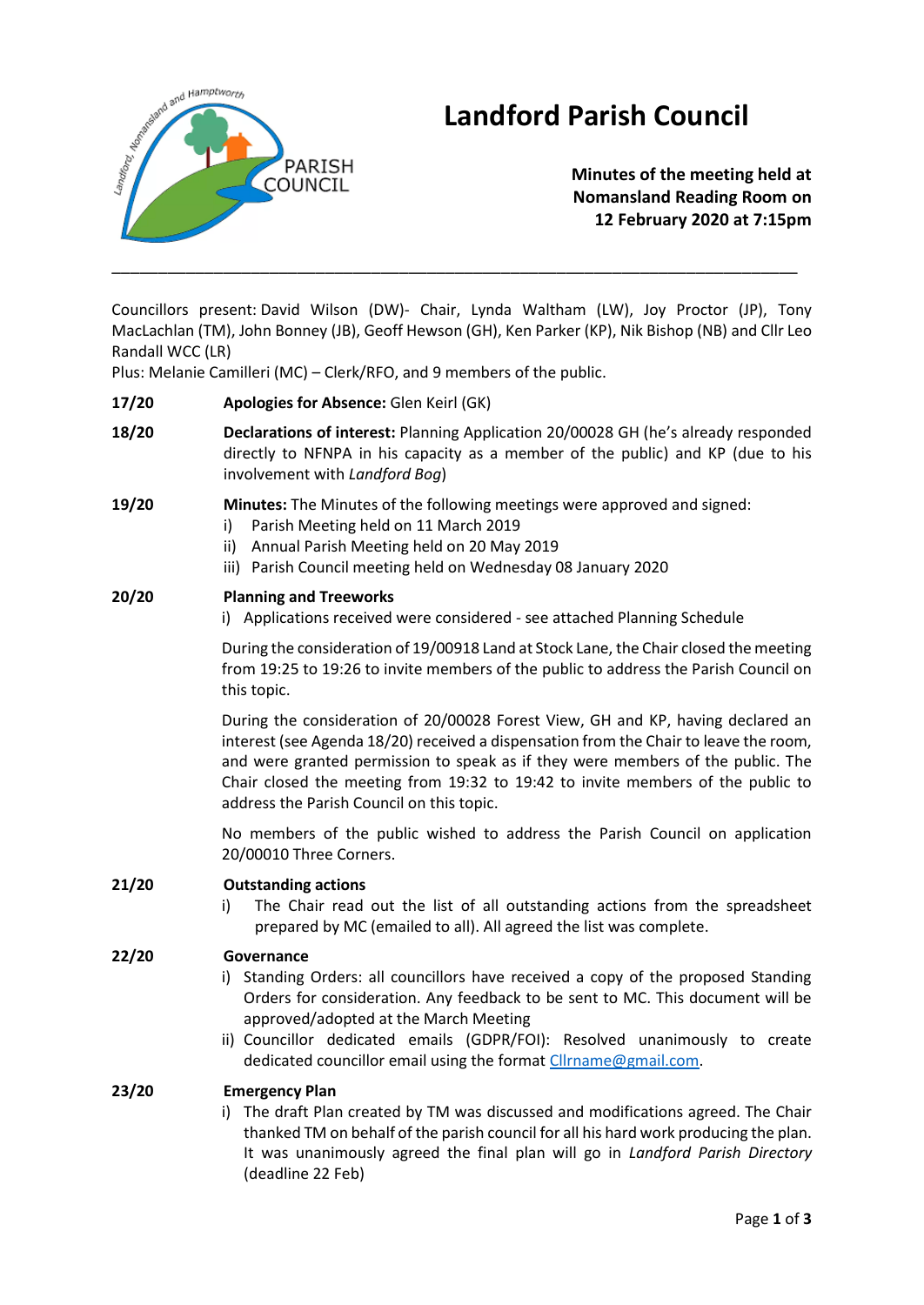# Landford Parish Council

**Minutes of the meeting held at Nomansland Reading Room on 12 February 2020 at 7:15pm**

---

Councillors present: David Wilson (DW)- Chair, Lynda Waltham (LW), Joy Proctor (JP), Tony MacLachlan (TM), John Bonney (JB), Geoff Hewson (GH), Ken Parker (KP), Nik Bishop (NB) and Cllr Leo Randall WCC (LR)

Plus: Melanie Camilleri (MC) – Clerk/RFO, and 9 members of the public.

**17/20** **Apologies for Absence:** Glen Keirl (GK)

**18/20** **Declarations of interest:** Planning Application 20/00028 GH (he's already responded directly to NFNPA in his capacity as a member of the public) and KP (due to his involvement with *Landford Bog*)

**19/20** **Minutes:** The Minutes of the following meetings were approved and signed:

i) Parish Meeting held on 11 March 2019
ii) Annual Parish Meeting held on 20 May 2019
iii) Parish Council meeting held on Wednesday 08 January 2020

**20/20** **Planning and Treeworks**

i) Applications received were considered - see attached Planning Schedule

During the consideration of 19/00918 Land at Stock Lane, the Chair closed the meeting from 19:25 to 19:26 to invite members of the public to address the Parish Council on this topic.

During the consideration of 20/00028 Forest View, GH and KP, having declared an interest (see Agenda 18/20) received a dispensation from the Chair to leave the room, and were granted permission to speak as if they were members of the public. The Chair closed the meeting from 19:32 to 19:42 to invite members of the public to address the Parish Council on this topic.

No members of the public wished to address the Parish Council on application 20/00010 Three Corners.

**21/20** **Outstanding actions**

i) The Chair read out the list of all outstanding actions from the spreadsheet prepared by MC (emailed to all). All agreed the list was complete.

**22/20** **Governance**

i) Standing Orders: all councillors have received a copy of the proposed Standing Orders for consideration. Any feedback to be sent to MC. This document will be approved/adopted at the March Meeting
ii) Councillor dedicated emails (GDPR/FOI): Resolved unanimously to create dedicated councillor email using the format Cllrname@gmail.com.

**23/20** **Emergency Plan**

i) The draft Plan created by TM was discussed and modifications agreed. The Chair thanked TM on behalf of the parish council for all his hard work producing the plan. It was unanimously agreed the final plan will go in *Landford Parish Directory* (deadline 22 Feb)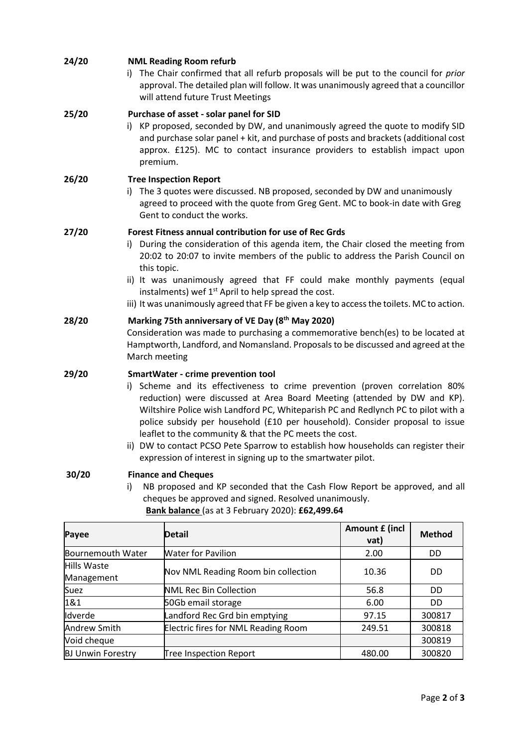**24/20 NML Reading Room refurb**

i) The Chair confirmed that all refurb proposals will be put to the council for *prior* approval. The detailed plan will follow. It was unanimously agreed that a councillor will attend future Trust Meetings

**25/20 Purchase of asset - solar panel for SID**

i) KP proposed, seconded by DW, and unanimously agreed the quote to modify SID and purchase solar panel + kit, and purchase of posts and brackets (additional cost approx. £125). MC to contact insurance providers to establish impact upon premium.

**26/20 Tree Inspection Report**

i) The 3 quotes were discussed. NB proposed, seconded by DW and unanimously agreed to proceed with the quote from Greg Gent. MC to book-in date with Greg Gent to conduct the works.

**27/20 Forest Fitness annual contribution for use of Rec Grds**

i) During the consideration of this agenda item, the Chair closed the meeting from 20:02 to 20:07 to invite members of the public to address the Parish Council on this topic.

ii) It was unanimously agreed that FF could make monthly payments (equal instalments) wef 1st April to help spread the cost.

iii) It was unanimously agreed that FF be given a key to access the toilets. MC to action.

**28/20 Marking 75th anniversary of VE Day (8th May 2020)**

Consideration was made to purchasing a commemorative bench(es) to be located at Hamptworth, Landford, and Nomansland. Proposals to be discussed and agreed at the March meeting

**29/20 SmartWater - crime prevention tool**

i) Scheme and its effectiveness to crime prevention (proven correlation 80% reduction) were discussed at Area Board Meeting (attended by DW and KP). Wiltshire Police wish Landford PC, Whiteparish PC and Redlynch PC to pilot with a police subsidy per household (£10 per household). Consider proposal to issue leaflet to the community & that the PC meets the cost.

ii) DW to contact PCSO Pete Sparrow to establish how households can register their expression of interest in signing up to the smartwater pilot.

**30/20 Finance and Cheques**

i) NB proposed and KP seconded that the Cash Flow Report be approved, and all cheques be approved and signed. Resolved unanimously.

**Bank balance** (as at 3 February 2020): **£62,499.64**

| Payee | Detail | Amount £ (incl vat) | Method |
|---|---|---|---|
| Bournemouth Water | Water for Pavilion | 2.00 | DD |
| Hills Waste Management | Nov NML Reading Room bin collection | 10.36 | DD |
| Suez | NML Rec Bin Collection | 56.8 | DD |
| 1&1 | 50Gb email storage | 6.00 | DD |
| Idverde | Landford Rec Grd bin emptying | 97.15 | 300817 |
| Andrew Smith | Electric fires for NML Reading Room | 249.51 | 300818 |
| Void cheque | | | 300819 |
| BJ Unwin Forestry | Tree Inspection Report | 480.00 | 300820 |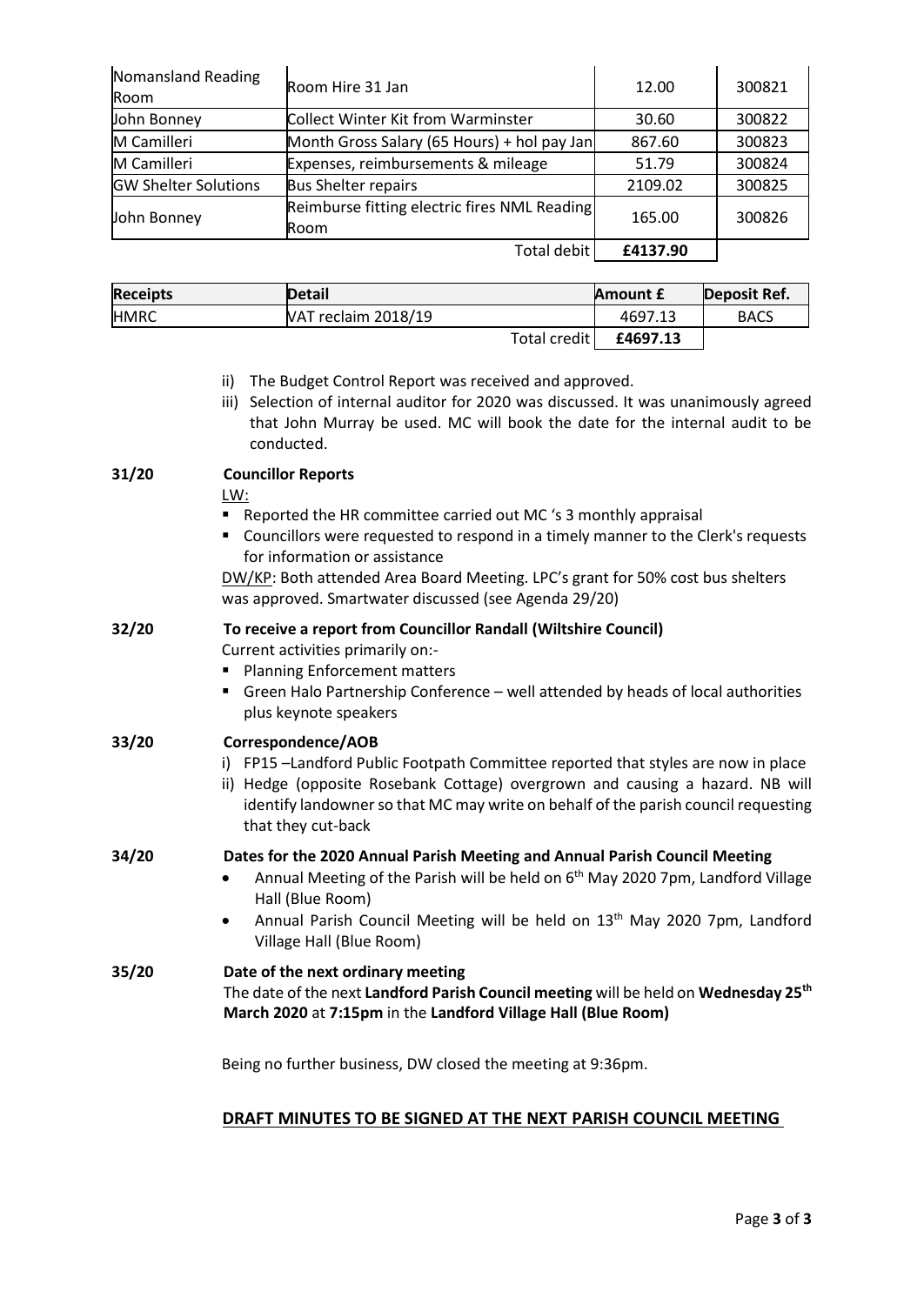| | | | |
|---|---|---|---|
| Nomansland Reading Room | Room Hire 31 Jan | 12.00 | 300821 |
| John Bonney | Collect Winter Kit from Warminster | 30.60 | 300822 |
| M Camilleri | Month Gross Salary (65 Hours) + hol pay Jan | 867.60 | 300823 |
| M Camilleri | Expenses, reimbursements & mileage | 51.79 | 300824 |
| GW Shelter Solutions | Bus Shelter repairs | 2109.02 | 300825 |
| John Bonney | Reimburse fitting electric fires NML Reading Room | 165.00 | 300826 |
| | Total debit | **£4137.90** | |

| **Receipts** | **Detail** | **Amount £** | **Deposit Ref.** |
|---|---|---|---|
| HMRC | VAT reclaim 2018/19 | 4697.13 | BACS |
| | Total credit | **£4697.13** | |

ii) The Budget Control Report was received and approved.

iii) Selection of internal auditor for 2020 was discussed. It was unanimously agreed that John Murray be used. MC will book the date for the internal audit to be conducted.

**31/20 Councillor Reports**

LW:

- Reported the HR committee carried out MC 's 3 monthly appraisal
- Councillors were requested to respond in a timely manner to the Clerk's requests for information or assistance

DW/KP: Both attended Area Board Meeting. LPC's grant for 50% cost bus shelters was approved. Smartwater discussed (see Agenda 29/20)

**32/20 To receive a report from Councillor Randall (Wiltshire Council)**

Current activities primarily on:-

- Planning Enforcement matters
- Green Halo Partnership Conference – well attended by heads of local authorities plus keynote speakers

**33/20 Correspondence/AOB**

i) FP15 –Landford Public Footpath Committee reported that styles are now in place

ii) Hedge (opposite Rosebank Cottage) overgrown and causing a hazard. NB will identify landowner so that MC may write on behalf of the parish council requesting that they cut-back

**34/20 Dates for the 2020 Annual Parish Meeting and Annual Parish Council Meeting**

- Annual Meeting of the Parish will be held on 6th May 2020 7pm, Landford Village Hall (Blue Room)
- Annual Parish Council Meeting will be held on 13th May 2020 7pm, Landford Village Hall (Blue Room)

**35/20 Date of the next ordinary meeting**

The date of the next **Landford Parish Council meeting** will be held on **Wednesday 25th March 2020** at **7:15pm** in the **Landford Village Hall (Blue Room)**

Being no further business, DW closed the meeting at 9:36pm.

**DRAFT MINUTES TO BE SIGNED AT THE NEXT PARISH COUNCIL MEETING**